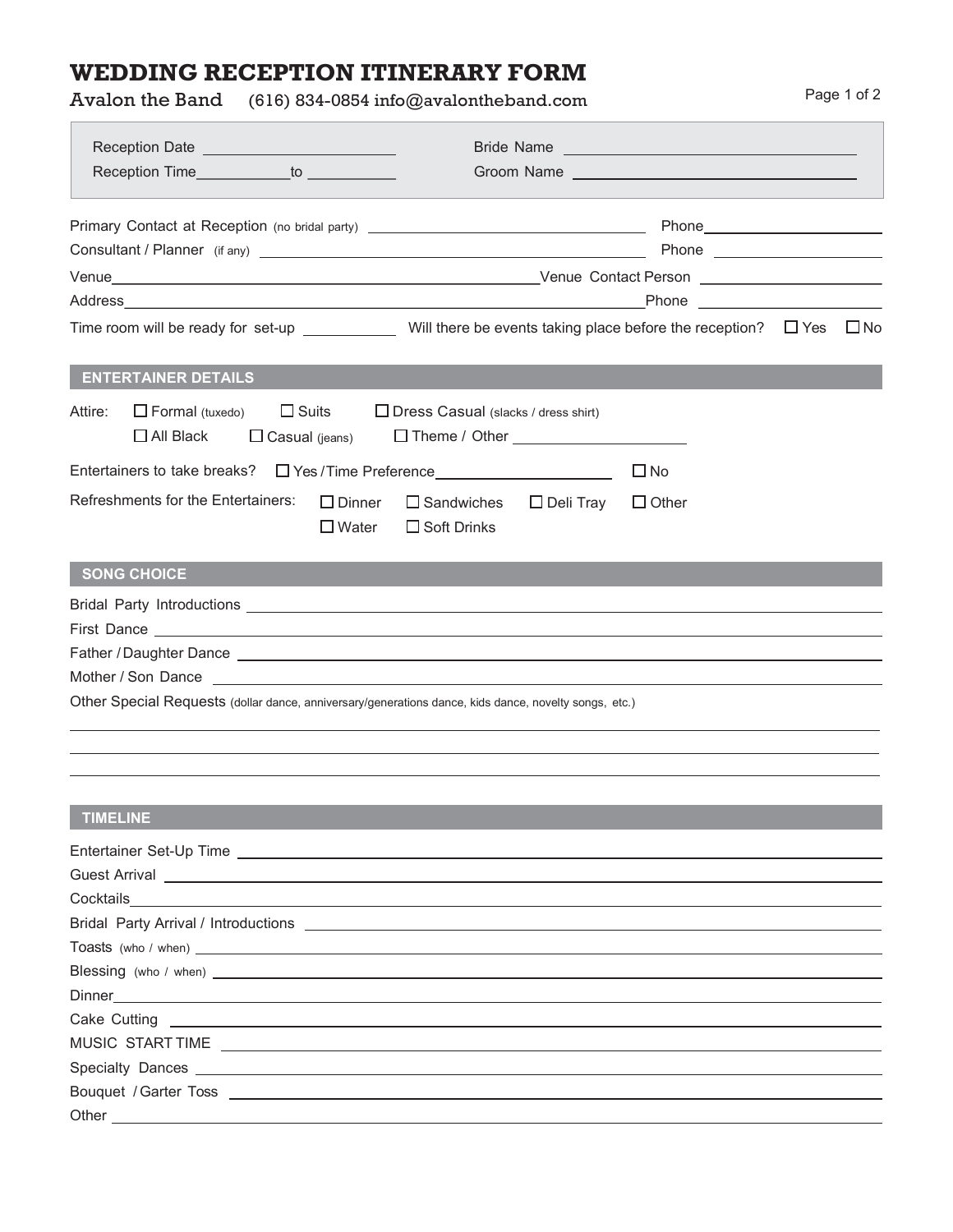# WEDDING RECEPTION ITINERARY FORM

Avalon the Band (616) 834-0854 info@avalontheband.com

Reception Date ______________________

Reception Time __________ to __________

Bride Name ______________________

Groom Name ______________________

Primary Contact at Reception (no bridal party) ______________________ Phone ______________________

Consultant / Planner (if any) ______________________ Phone ______________________

Venue ______________________ Venue Contact Person ______________________

Address ______________________ Phone ______________________

Time room will be ready for set-up __________ Will there be events taking place before the reception? ☐ Yes ☐ No

## ENTERTAINER DETAILS

Attire: ☐ Formal (tuxedo) ☐ Suits ☐ Dress Casual (slacks / dress shirt) ☐ All Black ☐ Casual (jeans) ☐ Theme / Other ______________________

Entertainers to take breaks? ☐ Yes / Time Preference ______________________ ☐ No

Refreshments for the Entertainers: ☐ Dinner ☐ Sandwiches ☐ Deli Tray ☐ Other ☐ Water ☐ Soft Drinks

## SONG CHOICE

Bridal Party Introductions ______________________

First Dance ______________________

Father / Daughter Dance ______________________

Mother / Son Dance ______________________

Other Special Requests (dollar dance, anniversary/generations dance, kids dance, novelty songs, etc.)

______________________

______________________

______________________

## TIMELINE

Entertainer Set-Up Time ______________________

Guest Arrival ______________________

Cocktails ______________________

Bridal Party Arrival / Introductions ______________________

Toasts (who / when) ______________________

Blessing (who / when) ______________________

Dinner ______________________

Cake Cutting ______________________

MUSIC START TIME ______________________

Specialty Dances ______________________

Bouquet / Garter Toss ______________________

Other ______________________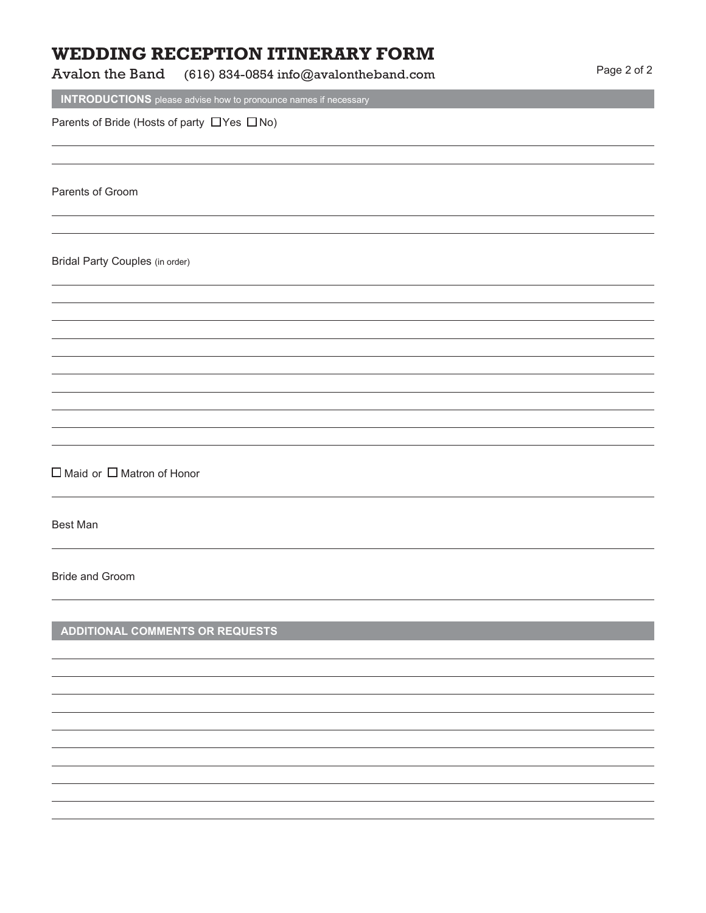# WEDDING RECEPTION ITINERARY FORM

Avalon the Band (616) 834-0854 info@avalontheband.com

## INTRODUCTIONS please advise how to pronounce names if necessary

Parents of Bride (Hosts of party ☐ Yes ☐ No)

Parents of Groom

Bridal Party Couples (in order)

☐ Maid or ☐ Matron of Honor

Best Man

Bride and Groom

## ADDITIONAL COMMENTS OR REQUESTS